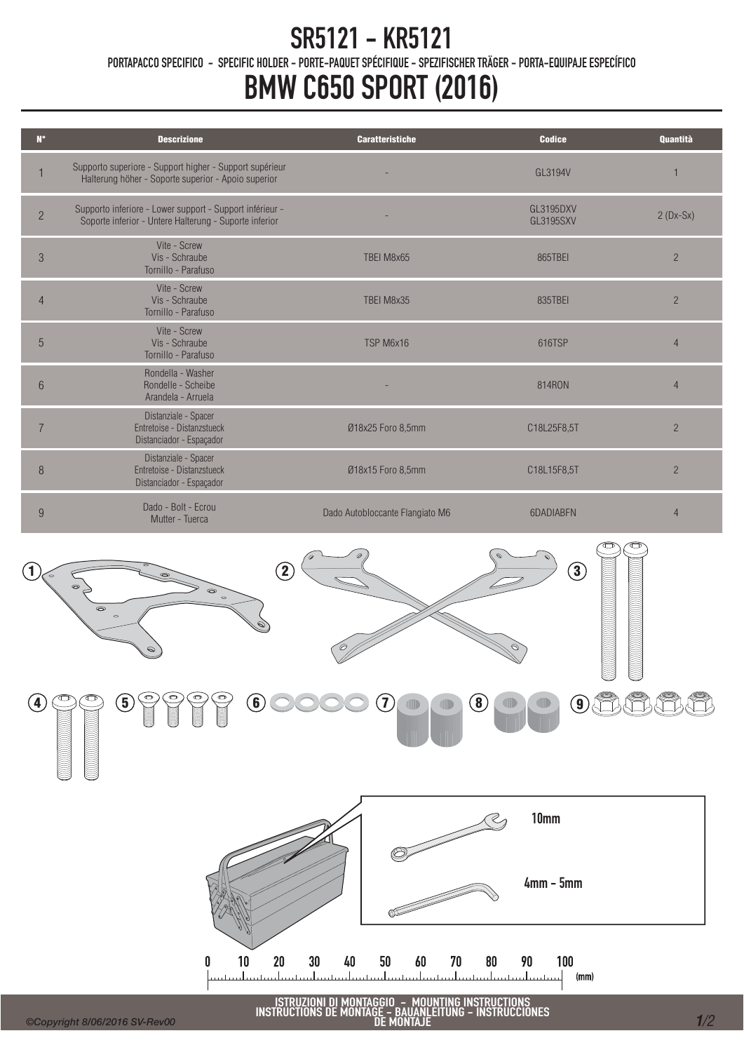# SR5121 - KR5121

PORTAPACCO SPECIFICO - SPECIFIC HOLDER - PORTE-PAQUET SPÉCIFIQUE - SPEZIFISCHER TRÄGER - PORTA-EQUIPAJE ESPECÍFICO

# BMW C650 SPORT (2016)

| N° | Descrizione | Caratteristiche | Codice | Quantità |
|---|---|---|---|---|
| 1 | Supporto superiore - Support higher - Support supérieur Halterung höher - Soporte superior - Apoio superior | - | GL3194V | 1 |
| 2 | Supporto inferiore - Lower support - Support inférieur - Soporte inferior - Untere Halterung - Suporte inferior | - | GL3195DXV GL3195SXV | 2 (Dx-Sx) |
| 3 | Vite - Screw Vis - Schraube Tornillo - Parafuso | TBEI M8x65 | 865TBEI | 2 |
| 4 | Vite - Screw Vis - Schraube Tornillo - Parafuso | TBEI M8x35 | 835TBEI | 2 |
| 5 | Vite - Screw Vis - Schraube Tornillo - Parafuso | TSP M6x16 | 616TSP | 4 |
| 6 | Rondella - Washer Rondelle - Scheibe Arandela - Arruela | - | 814RON | 4 |
| 7 | Distanziale - Spacer Entretoise - Distanzstueck Distanciador - Espaçador | Ø18x25 Foro 8,5mm | C18L25F8,5T | 2 |
| 8 | Distanziale - Spacer Entretoise - Distanzstueck Distanciador - Espaçador | Ø18x15 Foro 8,5mm | C18L15F8,5T | 2 |
| 9 | Dado - Bolt - Ecrou Mutter - Tuerca | Dado Autobloccante Flangiato M6 | 6DADIABFN | 4 |

1 2 3 4 5 6 7 8 9

10mm

4mm - 5mm

0 10 20 30 40 50 60 70 80 90 100 (mm)

ISTRUZIONI DI MONTAGGIO - MOUNTING INSTRUCTIONS
INSTRUCTIONS DE MONTAGE - BAUANLEITUNG - INSTRUCCIONES DE MONTAJE

©Copyright 8/06/2016 SV-Rev00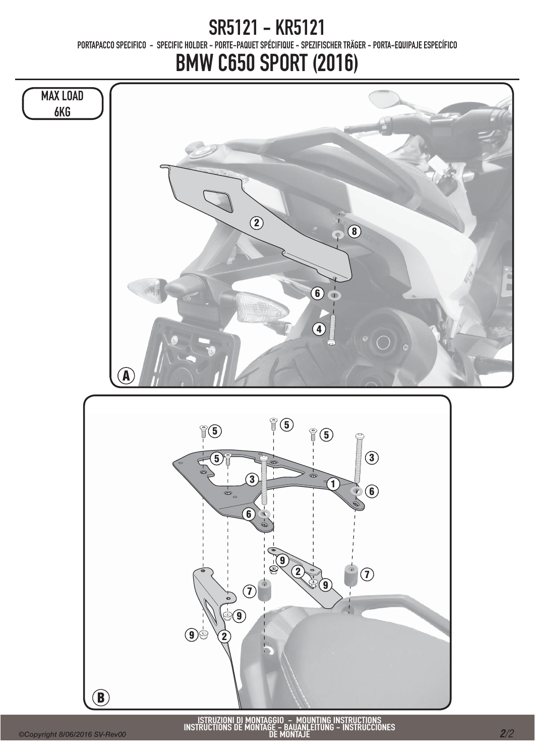# SR5121 - KR5121

PORTAPACCO SPECIFICO - SPECIFIC HOLDER - PORTE-PAQUET SPÉCIFIQUE - SPEZIFISCHER TRÄGER - PORTA-EQUIPAJE ESPECÍFICO

# BMW C650 SPORT (2016)

MAX LOAD 6KG

A

2
8
6
4

B

5
5
5
5
3
3
1
6
6
9
2
9
7
7
7
9
9
2

ISTRUZIONI DI MONTAGGIO - MOUNTING INSTRUCTIONS
INSTRUCTIONS DE MONTAGE - BAUANLEITUNG - INSTRUCCIONES DE MONTAJE

©Copyright 8/06/2016 SV-Rev00